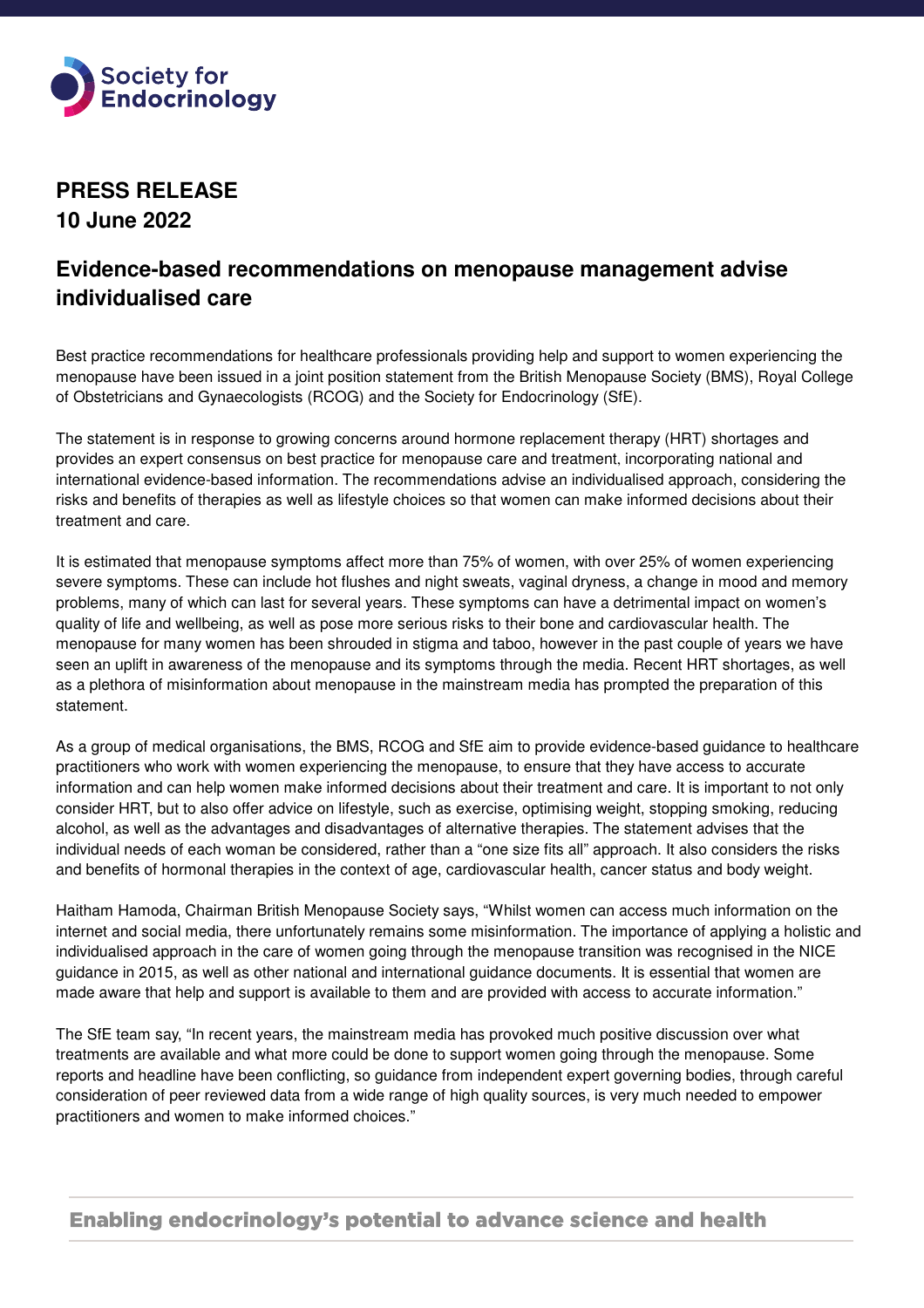Society for Endocrinology

**PRESS RELEASE**
**10 June 2022**

## Evidence-based recommendations on menopause management advise individualised care

Best practice recommendations for healthcare professionals providing help and support to women experiencing the menopause have been issued in a joint position statement from the British Menopause Society (BMS), Royal College of Obstetricians and Gynaecologists (RCOG) and the Society for Endocrinology (SfE).

The statement is in response to growing concerns around hormone replacement therapy (HRT) shortages and provides an expert consensus on best practice for menopause care and treatment, incorporating national and international evidence-based information. The recommendations advise an individualised approach, considering the risks and benefits of therapies as well as lifestyle choices so that women can make informed decisions about their treatment and care.

It is estimated that menopause symptoms affect more than 75% of women, with over 25% of women experiencing severe symptoms. These can include hot flushes and night sweats, vaginal dryness, a change in mood and memory problems, many of which can last for several years. These symptoms can have a detrimental impact on women's quality of life and wellbeing, as well as pose more serious risks to their bone and cardiovascular health. The menopause for many women has been shrouded in stigma and taboo, however in the past couple of years we have seen an uplift in awareness of the menopause and its symptoms through the media. Recent HRT shortages, as well as a plethora of misinformation about menopause in the mainstream media has prompted the preparation of this statement.

As a group of medical organisations, the BMS, RCOG and SfE aim to provide evidence-based guidance to healthcare practitioners who work with women experiencing the menopause, to ensure that they have access to accurate information and can help women make informed decisions about their treatment and care. It is important to not only consider HRT, but to also offer advice on lifestyle, such as exercise, optimising weight, stopping smoking, reducing alcohol, as well as the advantages and disadvantages of alternative therapies. The statement advises that the individual needs of each woman be considered, rather than a "one size fits all" approach. It also considers the risks and benefits of hormonal therapies in the context of age, cardiovascular health, cancer status and body weight.

Haitham Hamoda, Chairman British Menopause Society says, "Whilst women can access much information on the internet and social media, there unfortunately remains some misinformation. The importance of applying a holistic and individualised approach in the care of women going through the menopause transition was recognised in the NICE guidance in 2015, as well as other national and international guidance documents. It is essential that women are made aware that help and support is available to them and are provided with access to accurate information."

The SfE team say, "In recent years, the mainstream media has provoked much positive discussion over what treatments are available and what more could be done to support women going through the menopause. Some reports and headline have been conflicting, so guidance from independent expert governing bodies, through careful consideration of peer reviewed data from a wide range of high quality sources, is very much needed to empower practitioners and women to make informed choices."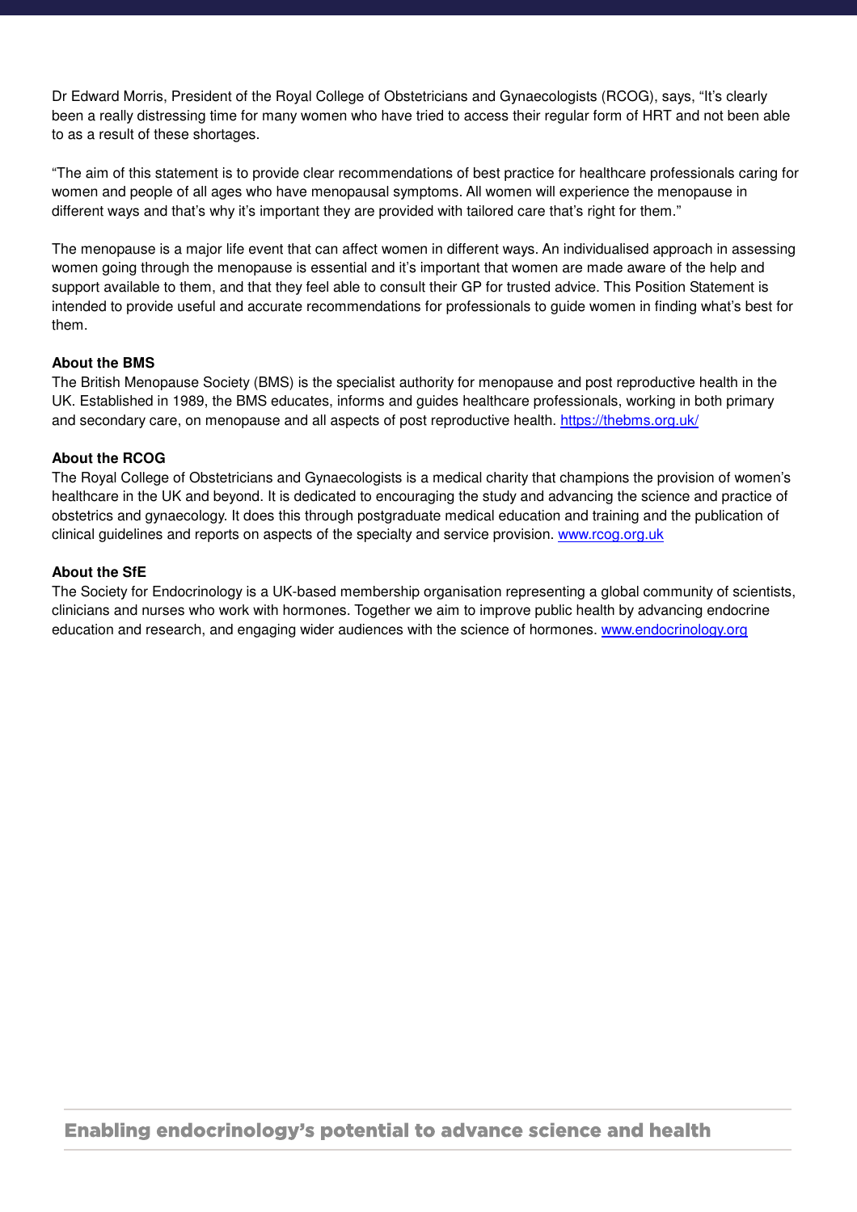Dr Edward Morris, President of the Royal College of Obstetricians and Gynaecologists (RCOG), says, “It’s clearly been a really distressing time for many women who have tried to access their regular form of HRT and not been able to as a result of these shortages.

“The aim of this statement is to provide clear recommendations of best practice for healthcare professionals caring for women and people of all ages who have menopausal symptoms. All women will experience the menopause in different ways and that’s why it’s important they are provided with tailored care that’s right for them.”

The menopause is a major life event that can affect women in different ways. An individualised approach in assessing women going through the menopause is essential and it’s important that women are made aware of the help and support available to them, and that they feel able to consult their GP for trusted advice. This Position Statement is intended to provide useful and accurate recommendations for professionals to guide women in finding what’s best for them.

**About the BMS**
The British Menopause Society (BMS) is the specialist authority for menopause and post reproductive health in the UK. Established in 1989, the BMS educates, informs and guides healthcare professionals, working in both primary and secondary care, on menopause and all aspects of post reproductive health. https://thebms.org.uk/

**About the RCOG**
The Royal College of Obstetricians and Gynaecologists is a medical charity that champions the provision of women’s healthcare in the UK and beyond. It is dedicated to encouraging the study and advancing the science and practice of obstetrics and gynaecology. It does this through postgraduate medical education and training and the publication of clinical guidelines and reports on aspects of the specialty and service provision. www.rcog.org.uk

**About the SfE**
The Society for Endocrinology is a UK-based membership organisation representing a global community of scientists, clinicians and nurses who work with hormones. Together we aim to improve public health by advancing endocrine education and research, and engaging wider audiences with the science of hormones. www.endocrinology.org